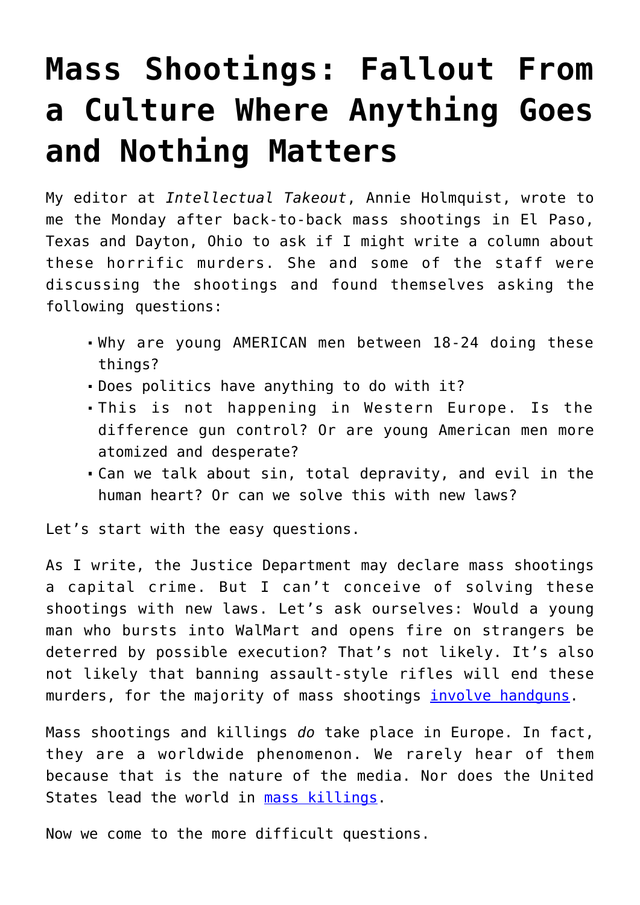# Mass Shootings: Fallout From a Culture Where Anything Goes and Nothing Matters

My editor at *Intellectual Takeout*, Annie Holmquist, wrote to me the Monday after back-to-back mass shootings in El Paso, Texas and Dayton, Ohio to ask if I might write a column about these horrific murders. She and some of the staff were discussing the shootings and found themselves asking the following questions:

- Why are young AMERICAN men between 18-24 doing these things?
- Does politics have anything to do with it?
- This is not happening in Western Europe. Is the difference gun control? Or are young American men more atomized and desperate?
- Can we talk about sin, total depravity, and evil in the human heart? Or can we solve this with new laws?

Let's start with the easy questions.

As I write, the Justice Department may declare mass shootings a capital crime. But I can't conceive of solving these shootings with new laws. Let's ask ourselves: Would a young man who bursts into WalMart and opens fire on strangers be deterred by possible execution? That's not likely. It's also not likely that banning assault-style rifles will end these murders, for the majority of mass shootings involve handguns.

Mass shootings and killings *do* take place in Europe. In fact, they are a worldwide phenomenon. We rarely hear of them because that is the nature of the media. Nor does the United States lead the world in mass killings.

Now we come to the more difficult questions.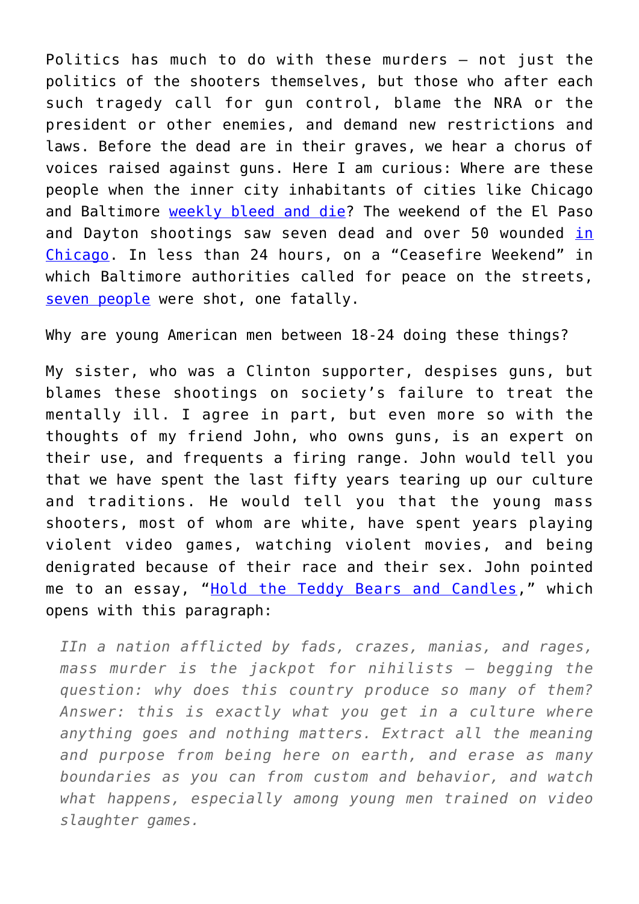Politics has much to do with these murders — not just the politics of the shooters themselves, but those who after each such tragedy call for gun control, blame the NRA or the president or other enemies, and demand new restrictions and laws. Before the dead are in their graves, we hear a chorus of voices raised against guns. Here I am curious: Where are these people when the inner city inhabitants of cities like Chicago and Baltimore weekly bleed and die? The weekend of the El Paso and Dayton shootings saw seven dead and over 50 wounded in Chicago. In less than 24 hours, on a "Ceasefire Weekend" in which Baltimore authorities called for peace on the streets, seven people were shot, one fatally.

Why are young American men between 18-24 doing these things?

My sister, who was a Clinton supporter, despises guns, but blames these shootings on society's failure to treat the mentally ill. I agree in part, but even more so with the thoughts of my friend John, who owns guns, is an expert on their use, and frequents a firing range. John would tell you that we have spent the last fifty years tearing up our culture and traditions. He would tell you that the young mass shooters, most of whom are white, have spent years playing violent video games, watching violent movies, and being denigrated because of their race and their sex. John pointed me to an essay, "Hold the Teddy Bears and Candles," which opens with this paragraph:

> *IIn a nation afflicted by fads, crazes, manias, and rages, mass murder is the jackpot for nihilists — begging the question: why does this country produce so many of them? Answer: this is exactly what you get in a culture where anything goes and nothing matters. Extract all the meaning and purpose from being here on earth, and erase as many boundaries as you can from custom and behavior, and watch what happens, especially among young men trained on video slaughter games.*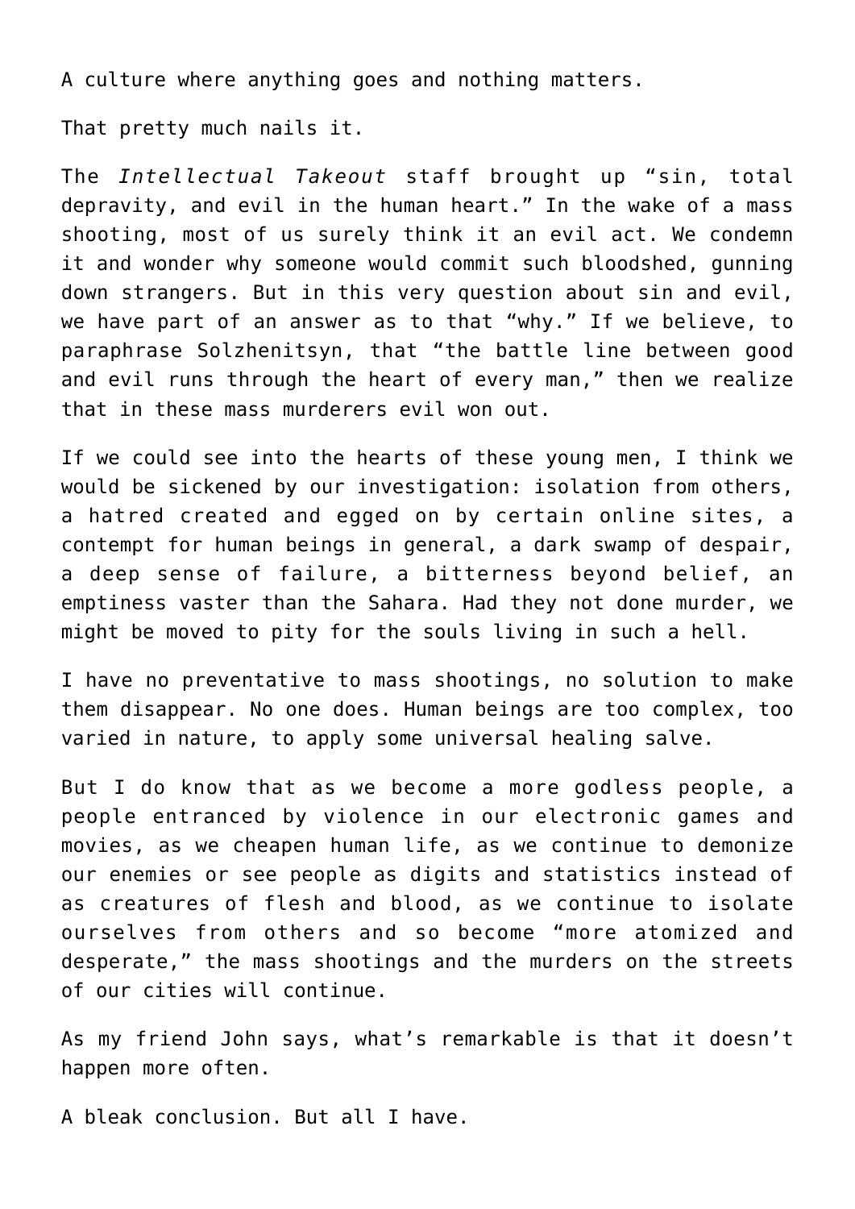A culture where anything goes and nothing matters.

That pretty much nails it.

The *Intellectual Takeout* staff brought up "sin, total depravity, and evil in the human heart." In the wake of a mass shooting, most of us surely think it an evil act. We condemn it and wonder why someone would commit such bloodshed, gunning down strangers. But in this very question about sin and evil, we have part of an answer as to that "why." If we believe, to paraphrase Solzhenitsyn, that "the battle line between good and evil runs through the heart of every man," then we realize that in these mass murderers evil won out.

If we could see into the hearts of these young men, I think we would be sickened by our investigation: isolation from others, a hatred created and egged on by certain online sites, a contempt for human beings in general, a dark swamp of despair, a deep sense of failure, a bitterness beyond belief, an emptiness vaster than the Sahara. Had they not done murder, we might be moved to pity for the souls living in such a hell.

I have no preventative to mass shootings, no solution to make them disappear. No one does. Human beings are too complex, too varied in nature, to apply some universal healing salve.

But I do know that as we become a more godless people, a people entranced by violence in our electronic games and movies, as we cheapen human life, as we continue to demonize our enemies or see people as digits and statistics instead of as creatures of flesh and blood, as we continue to isolate ourselves from others and so become "more atomized and desperate," the mass shootings and the murders on the streets of our cities will continue.

As my friend John says, what's remarkable is that it doesn't happen more often.

A bleak conclusion. But all I have.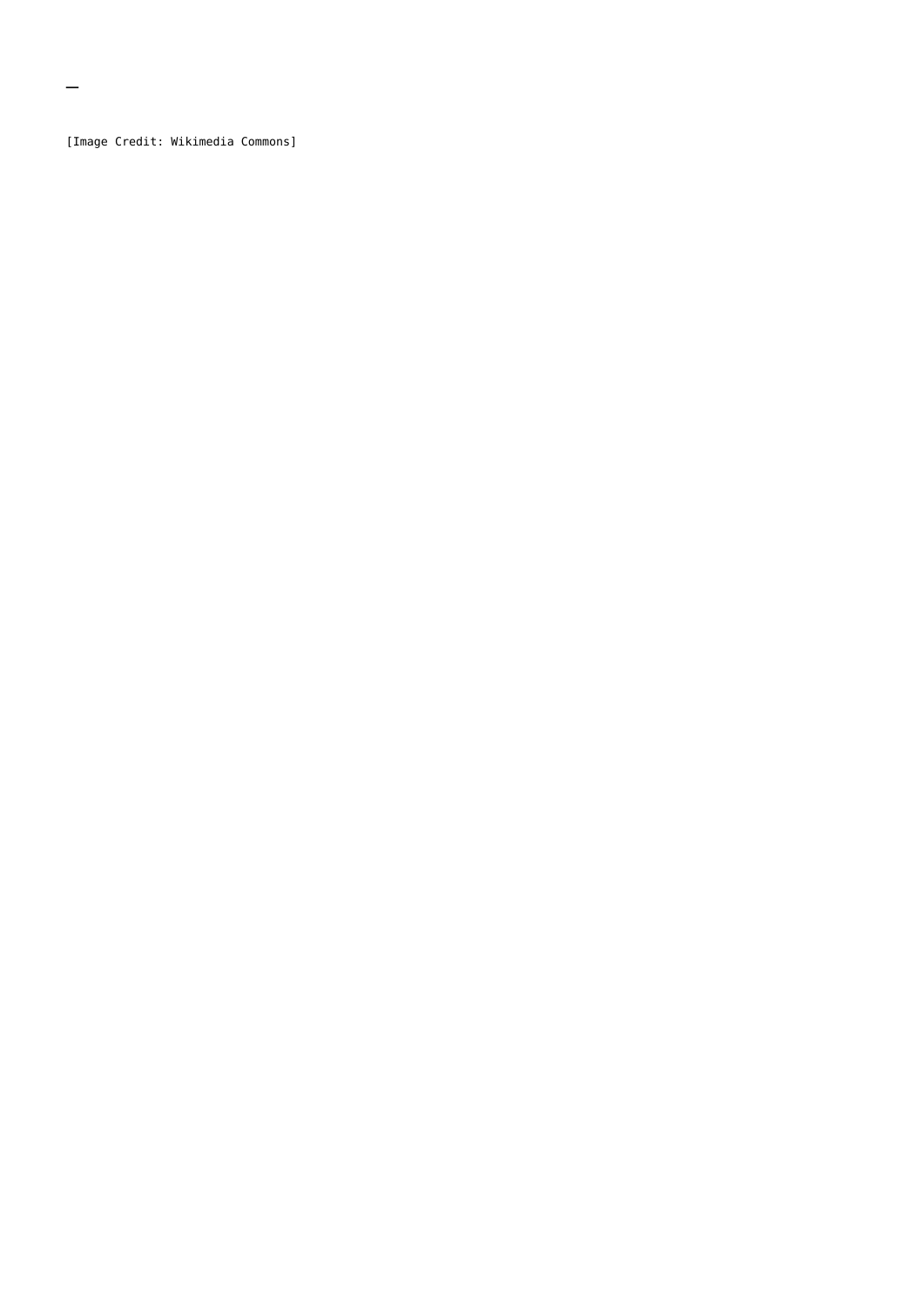—

[Image Credit: Wikimedia Commons]